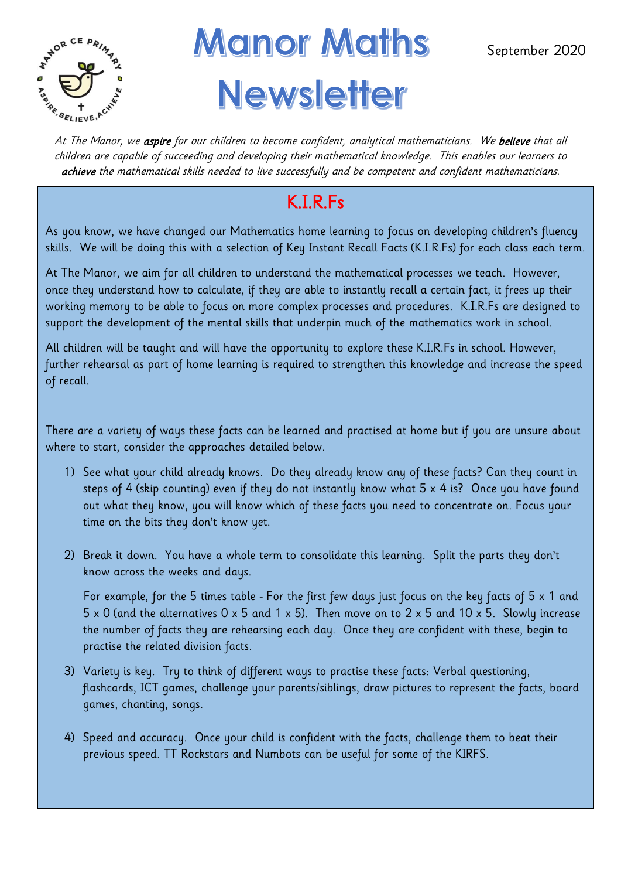# Manor Maths Newsletter

September 2020

*At The Manor, we **aspire** for our children to become confident, analytical mathematicians. We **believe** that all children are capable of succeeding and developing their mathematical knowledge. This enables our learners to **achieve** the mathematical skills needed to live successfully and be competent and confident mathematicians.*

## K.I.R.Fs

As you know, we have changed our Mathematics home learning to focus on developing children's fluency skills. We will be doing this with a selection of Key Instant Recall Facts (K.I.R.Fs) for each class each term.

At The Manor, we aim for all children to understand the mathematical processes we teach. However, once they understand how to calculate, if they are able to instantly recall a certain fact, it frees up their working memory to be able to focus on more complex processes and procedures. K.I.R.Fs are designed to support the development of the mental skills that underpin much of the mathematics work in school.

All children will be taught and will have the opportunity to explore these K.I.R.Fs in school. However, further rehearsal as part of home learning is required to strengthen this knowledge and increase the speed of recall.

There are a variety of ways these facts can be learned and practised at home but if you are unsure about where to start, consider the approaches detailed below.

1) See what your child already knows. Do they already know any of these facts? Can they count in steps of 4 (skip counting) even if they do not instantly know what 5 x 4 is? Once you have found out what they know, you will know which of these facts you need to concentrate on. Focus your time on the bits they don't know yet.

2) Break it down. You have a whole term to consolidate this learning. Split the parts they don't know across the weeks and days.

   For example, for the 5 times table - For the first few days just focus on the key facts of 5 x 1 and 5 x 0 (and the alternatives 0 x 5 and 1 x 5). Then move on to 2 x 5 and 10 x 5. Slowly increase the number of facts they are rehearsing each day. Once they are confident with these, begin to practise the related division facts.

3) Variety is key. Try to think of different ways to practise these facts: Verbal questioning, flashcards, ICT games, challenge your parents/siblings, draw pictures to represent the facts, board games, chanting, songs.

4) Speed and accuracy. Once your child is confident with the facts, challenge them to beat their previous speed. TT Rockstars and Numbots can be useful for some of the KIRFS.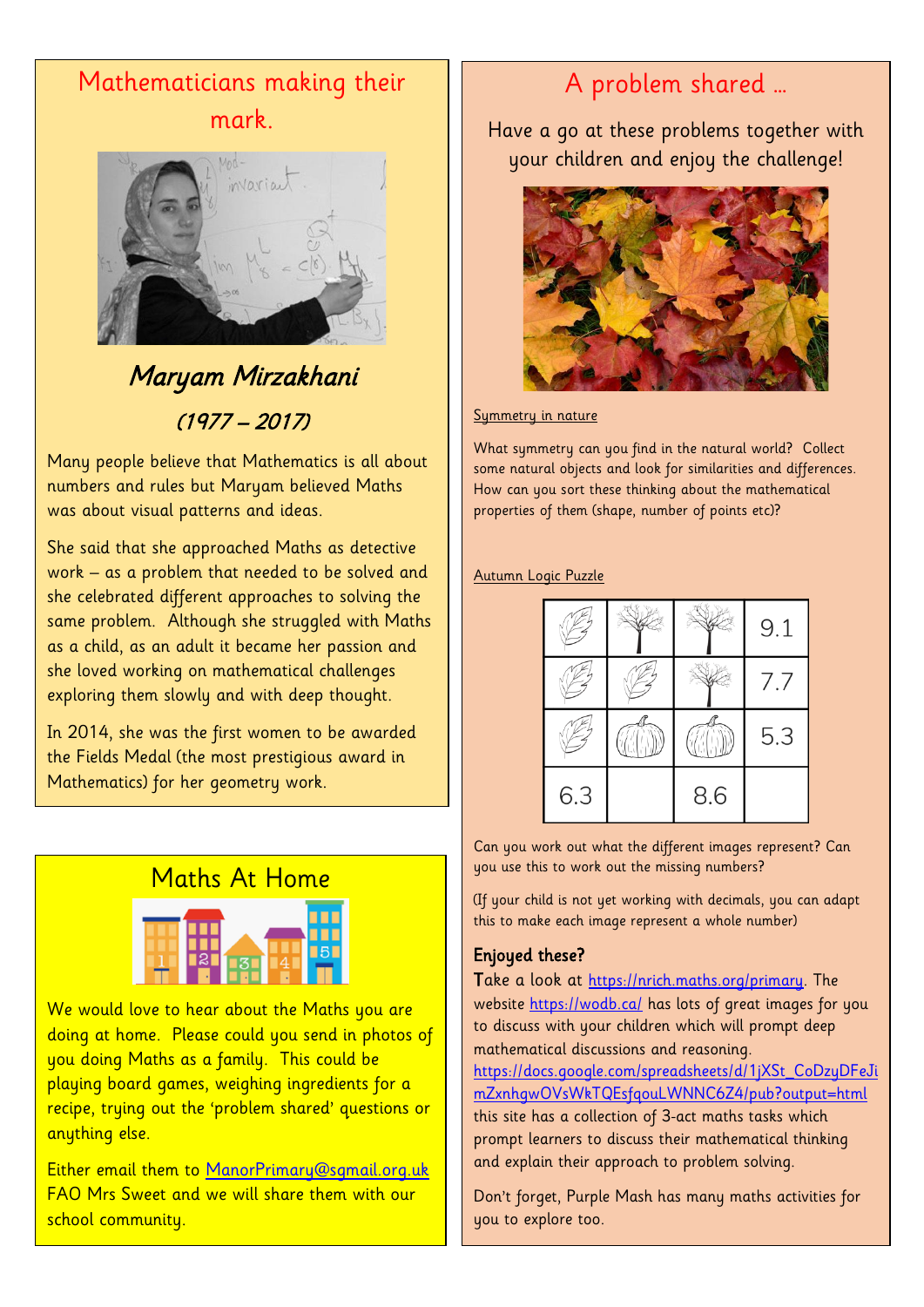## Mathematicians making their mark.

### *Maryam Mirzakhani*

*(1977 – 2017)*

Many people believe that Mathematics is all about numbers and rules but Maryam believed Maths was about visual patterns and ideas.

She said that she approached Maths as detective work – as a problem that needed to be solved and she celebrated different approaches to solving the same problem. Although she struggled with Maths as a child, as an adult it became her passion and she loved working on mathematical challenges exploring them slowly and with deep thought.

In 2014, she was the first women to be awarded the Fields Medal (the most prestigious award in Mathematics) for her geometry work.

## Maths At Home

We would love to hear about the Maths you are doing at home. Please could you send in photos of you doing Maths as a family. This could be playing board games, weighing ingredients for a recipe, trying out the 'problem shared' questions or anything else.

Either email them to ManorPrimary@sgmail.org.uk FAO Mrs Sweet and we will share them with our school community.

## A problem shared …

Have a go at these problems together with your children and enjoy the challenge!

Symmetry in nature

What symmetry can you find in the natural world? Collect some natural objects and look for similarities and differences. How can you sort these thinking about the mathematical properties of them (shape, number of points etc)?

Autumn Logic Puzzle

| | | | |
|---|---|---|---|
| leaf | tree | tree | 9.1 |
| leaf | leaf | tree | 7.7 |
| leaf | pumpkin | pumpkin | 5.3 |
| 6.3 | | 8.6 | |

Can you work out what the different images represent? Can you use this to work out the missing numbers?

(If your child is not yet working with decimals, you can adapt this to make each image represent a whole number)

### Enjoyed these?

Take a look at https://nrich.maths.org/primary. The website https://wodb.ca/ has lots of great images for you to discuss with your children which will prompt deep mathematical discussions and reasoning. https://docs.google.com/spreadsheets/d/1jXSt_CoDzyDFeJimZxnhgwOVsWkTQEsfqouLWNNC6Z4/pub?output=html this site has a collection of 3-act maths tasks which prompt learners to discuss their mathematical thinking and explain their approach to problem solving.

Don't forget, Purple Mash has many maths activities for you to explore too.